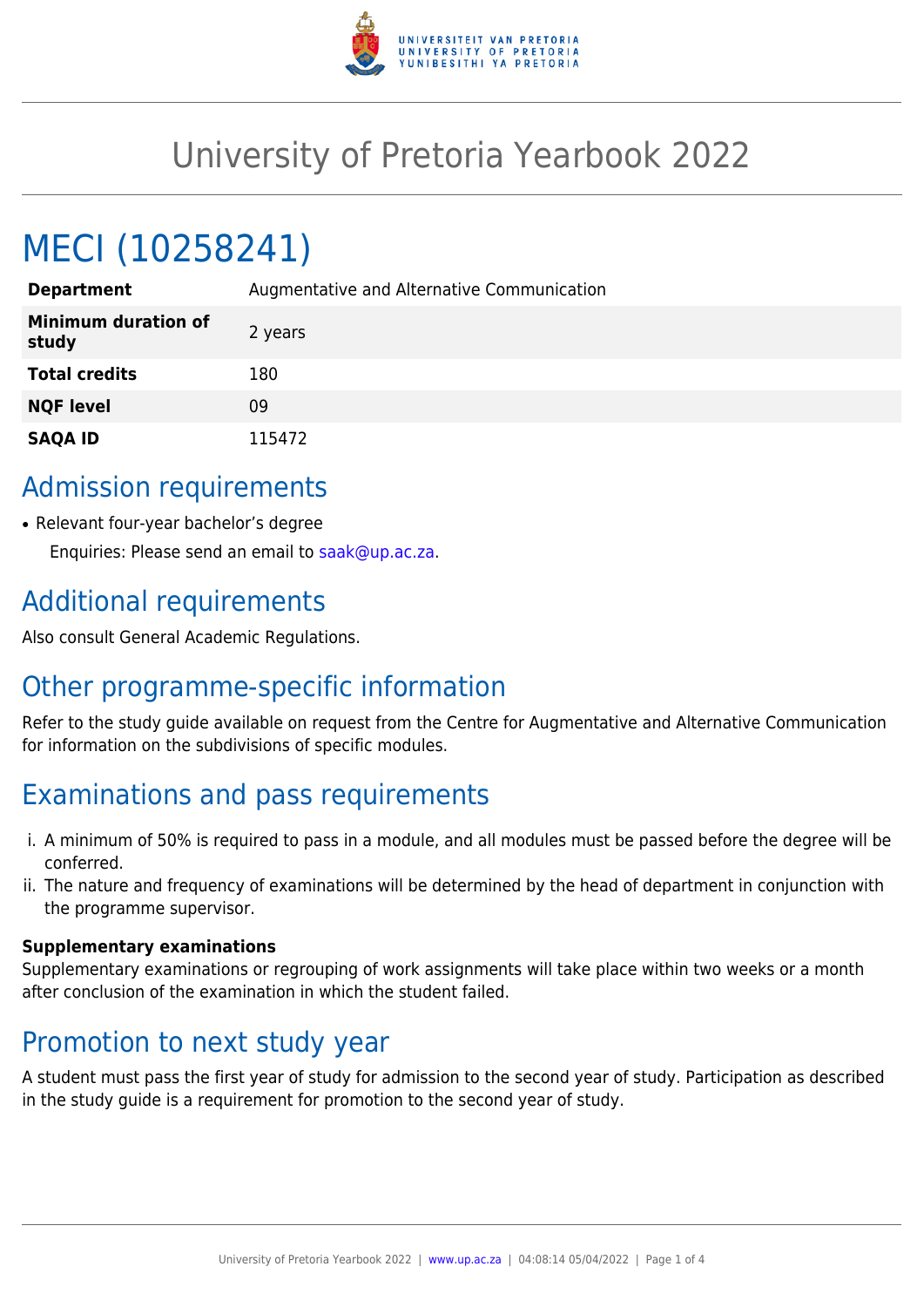# University of Pretoria Yearbook 2022

## MECI (10258241)

| | |
|---|---|
| **Department** | Augmentative and Alternative Communication |
| **Minimum duration of study** | 2 years |
| **Total credits** | 180 |
| **NQF level** | 09 |
| **SAQA ID** | 115472 |

## Admission requirements

- Relevant four-year bachelor's degree

  Enquiries: Please send an email to saak@up.ac.za.

## Additional requirements

Also consult General Academic Regulations.

## Other programme-specific information

Refer to the study guide available on request from the Centre for Augmentative and Alternative Communication for information on the subdivisions of specific modules.

## Examinations and pass requirements

i. A minimum of 50% is required to pass in a module, and all modules must be passed before the degree will be conferred.
ii. The nature and frequency of examinations will be determined by the head of department in conjunction with the programme supervisor.

### Supplementary examinations

Supplementary examinations or regrouping of work assignments will take place within two weeks or a month after conclusion of the examination in which the student failed.

## Promotion to next study year

A student must pass the first year of study for admission to the second year of study. Participation as described in the study guide is a requirement for promotion to the second year of study.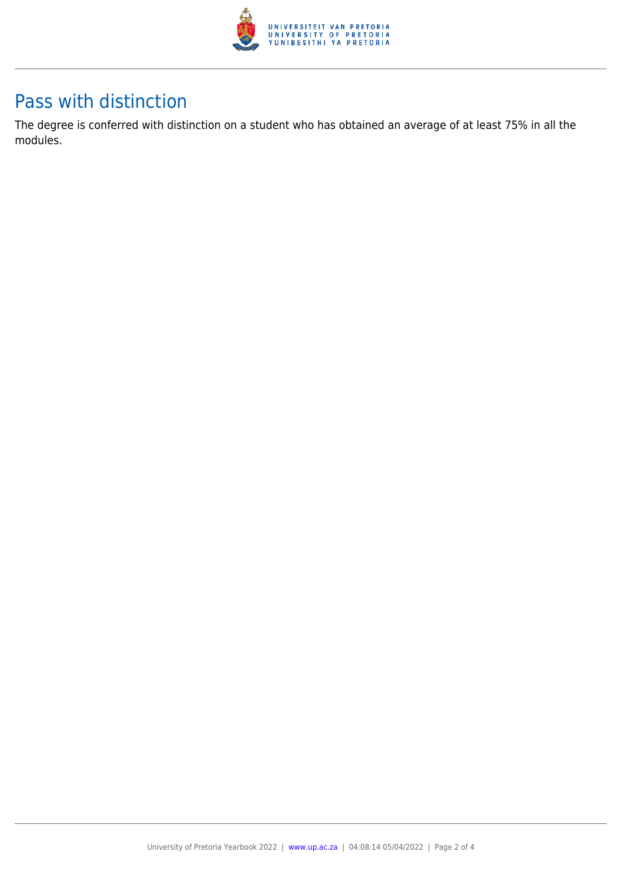## Pass with distinction

The degree is conferred with distinction on a student who has obtained an average of at least 75% in all the modules.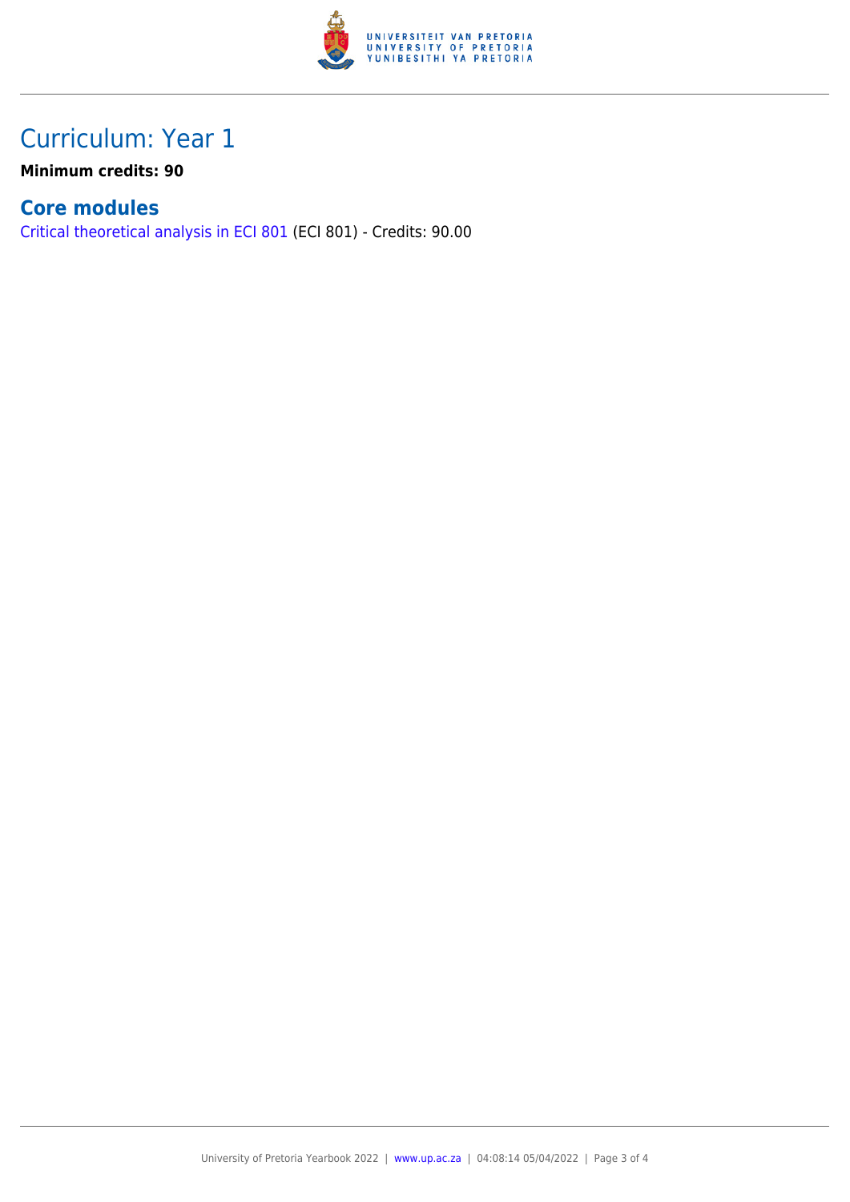# Curriculum: Year 1

**Minimum credits: 90**

## Core modules

Critical theoretical analysis in ECI 801 (ECI 801) - Credits: 90.00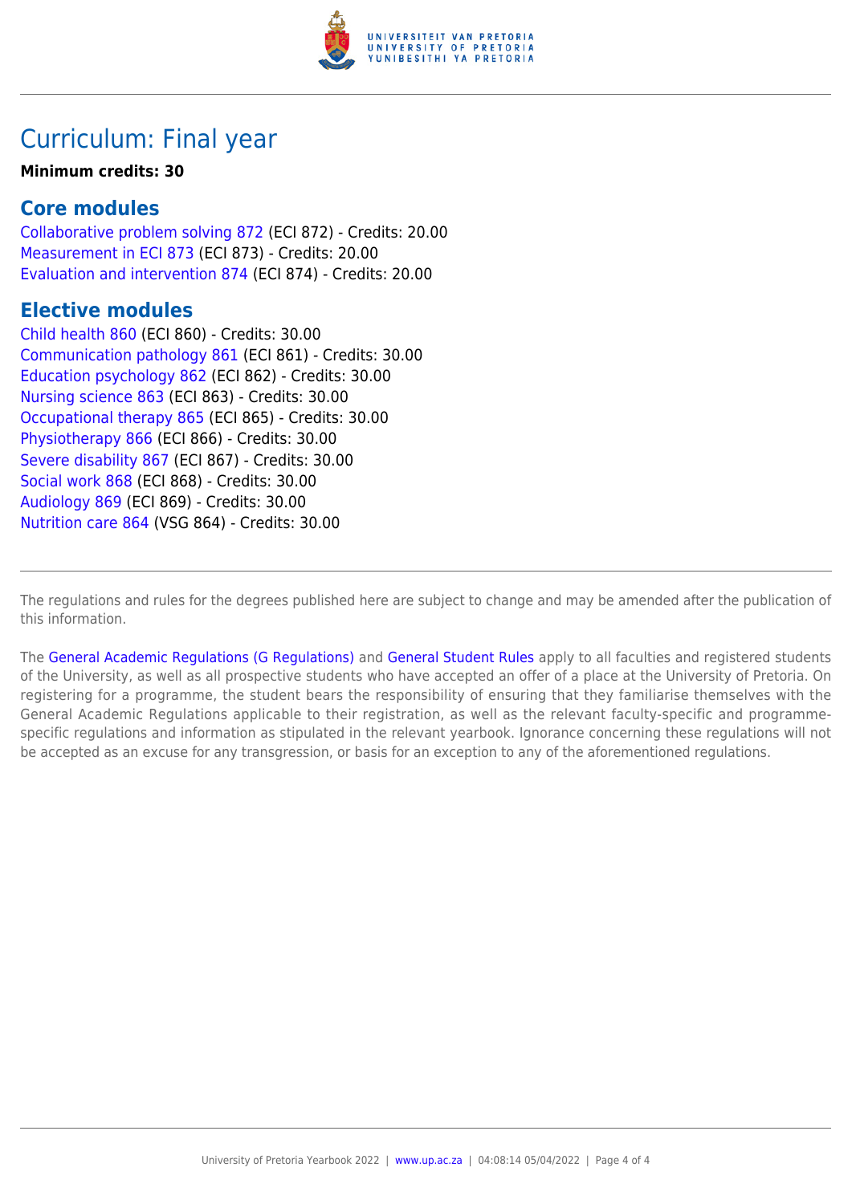# Curriculum: Final year

**Minimum credits: 30**

## Core modules

Collaborative problem solving 872 (ECI 872) - Credits: 20.00
Measurement in ECI 873 (ECI 873) - Credits: 20.00
Evaluation and intervention 874 (ECI 874) - Credits: 20.00

## Elective modules

Child health 860 (ECI 860) - Credits: 30.00
Communication pathology 861 (ECI 861) - Credits: 30.00
Education psychology 862 (ECI 862) - Credits: 30.00
Nursing science 863 (ECI 863) - Credits: 30.00
Occupational therapy 865 (ECI 865) - Credits: 30.00
Physiotherapy 866 (ECI 866) - Credits: 30.00
Severe disability 867 (ECI 867) - Credits: 30.00
Social work 868 (ECI 868) - Credits: 30.00
Audiology 869 (ECI 869) - Credits: 30.00
Nutrition care 864 (VSG 864) - Credits: 30.00

---

The regulations and rules for the degrees published here are subject to change and may be amended after the publication of this information.

The General Academic Regulations (G Regulations) and General Student Rules apply to all faculties and registered students of the University, as well as all prospective students who have accepted an offer of a place at the University of Pretoria. On registering for a programme, the student bears the responsibility of ensuring that they familiarise themselves with the General Academic Regulations applicable to their registration, as well as the relevant faculty-specific and programme-specific regulations and information as stipulated in the relevant yearbook. Ignorance concerning these regulations will not be accepted as an excuse for any transgression, or basis for an exception to any of the aforementioned regulations.